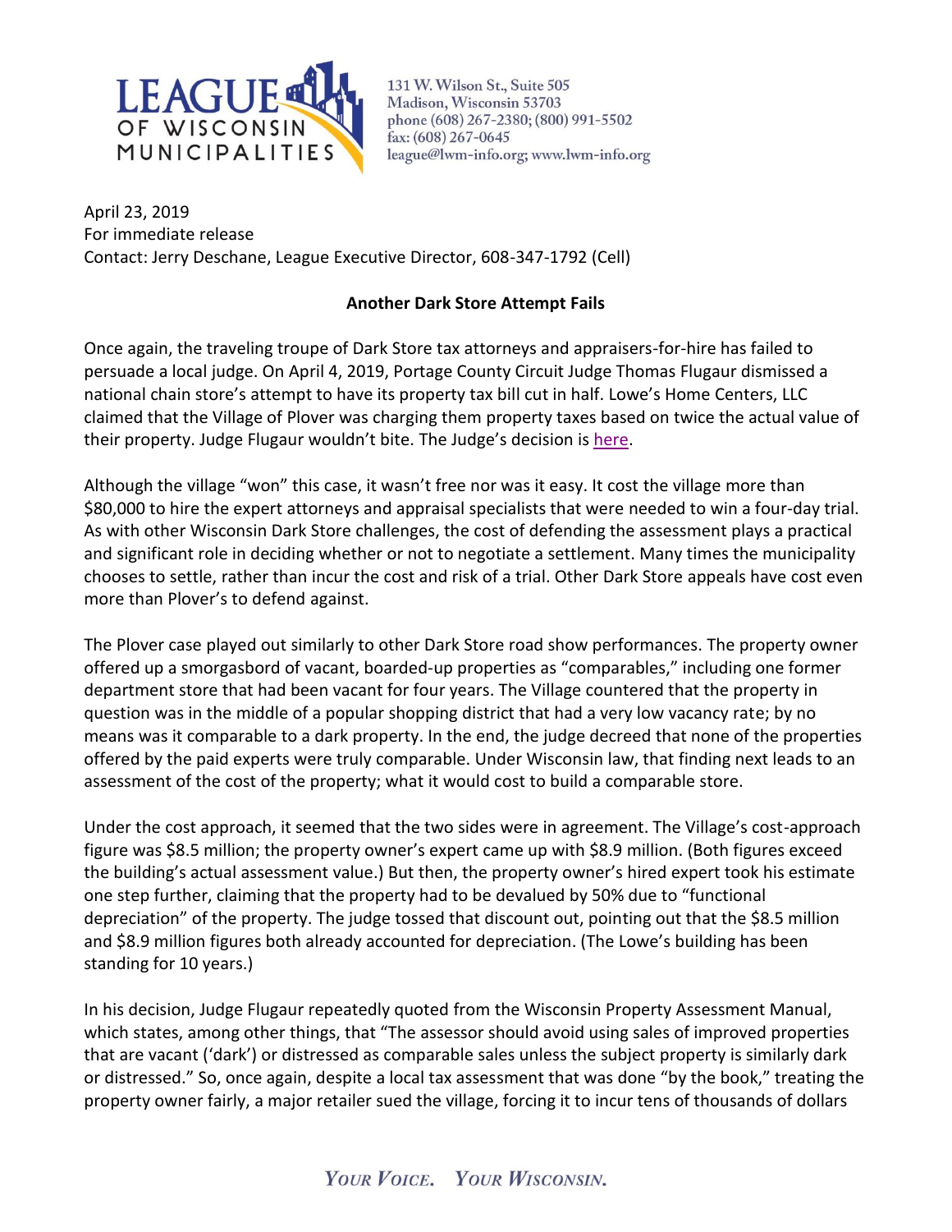LEAGUE OF WISCONSIN MUNICIPALITIES

131 W. Wilson St., Suite 505
Madison, Wisconsin 53703
phone (608) 267-2380; (800) 991-5502
fax: (608) 267-0645
league@lwm-info.org; www.lwm-info.org

April 23, 2019
For immediate release
Contact: Jerry Deschane, League Executive Director, 608-347-1792 (Cell)

**Another Dark Store Attempt Fails**

Once again, the traveling troupe of Dark Store tax attorneys and appraisers-for-hire has failed to persuade a local judge. On April 4, 2019, Portage County Circuit Judge Thomas Flugaur dismissed a national chain store's attempt to have its property tax bill cut in half. Lowe's Home Centers, LLC claimed that the Village of Plover was charging them property taxes based on twice the actual value of their property. Judge Flugaur wouldn't bite. The Judge's decision is here.

Although the village "won" this case, it wasn't free nor was it easy. It cost the village more than $80,000 to hire the expert attorneys and appraisal specialists that were needed to win a four-day trial. As with other Wisconsin Dark Store challenges, the cost of defending the assessment plays a practical and significant role in deciding whether or not to negotiate a settlement. Many times the municipality chooses to settle, rather than incur the cost and risk of a trial. Other Dark Store appeals have cost even more than Plover's to defend against.

The Plover case played out similarly to other Dark Store road show performances. The property owner offered up a smorgasbord of vacant, boarded-up properties as "comparables," including one former department store that had been vacant for four years. The Village countered that the property in question was in the middle of a popular shopping district that had a very low vacancy rate; by no means was it comparable to a dark property. In the end, the judge decreed that none of the properties offered by the paid experts were truly comparable. Under Wisconsin law, that finding next leads to an assessment of the cost of the property; what it would cost to build a comparable store.

Under the cost approach, it seemed that the two sides were in agreement. The Village's cost-approach figure was $8.5 million; the property owner's expert came up with $8.9 million. (Both figures exceed the building's actual assessment value.) But then, the property owner's hired expert took his estimate one step further, claiming that the property had to be devalued by 50% due to "functional depreciation" of the property. The judge tossed that discount out, pointing out that the $8.5 million and $8.9 million figures both already accounted for depreciation. (The Lowe's building has been standing for 10 years.)

In his decision, Judge Flugaur repeatedly quoted from the Wisconsin Property Assessment Manual, which states, among other things, that "The assessor should avoid using sales of improved properties that are vacant ('dark') or distressed as comparable sales unless the subject property is similarly dark or distressed." So, once again, despite a local tax assessment that was done "by the book," treating the property owner fairly, a major retailer sued the village, forcing it to incur tens of thousands of dollars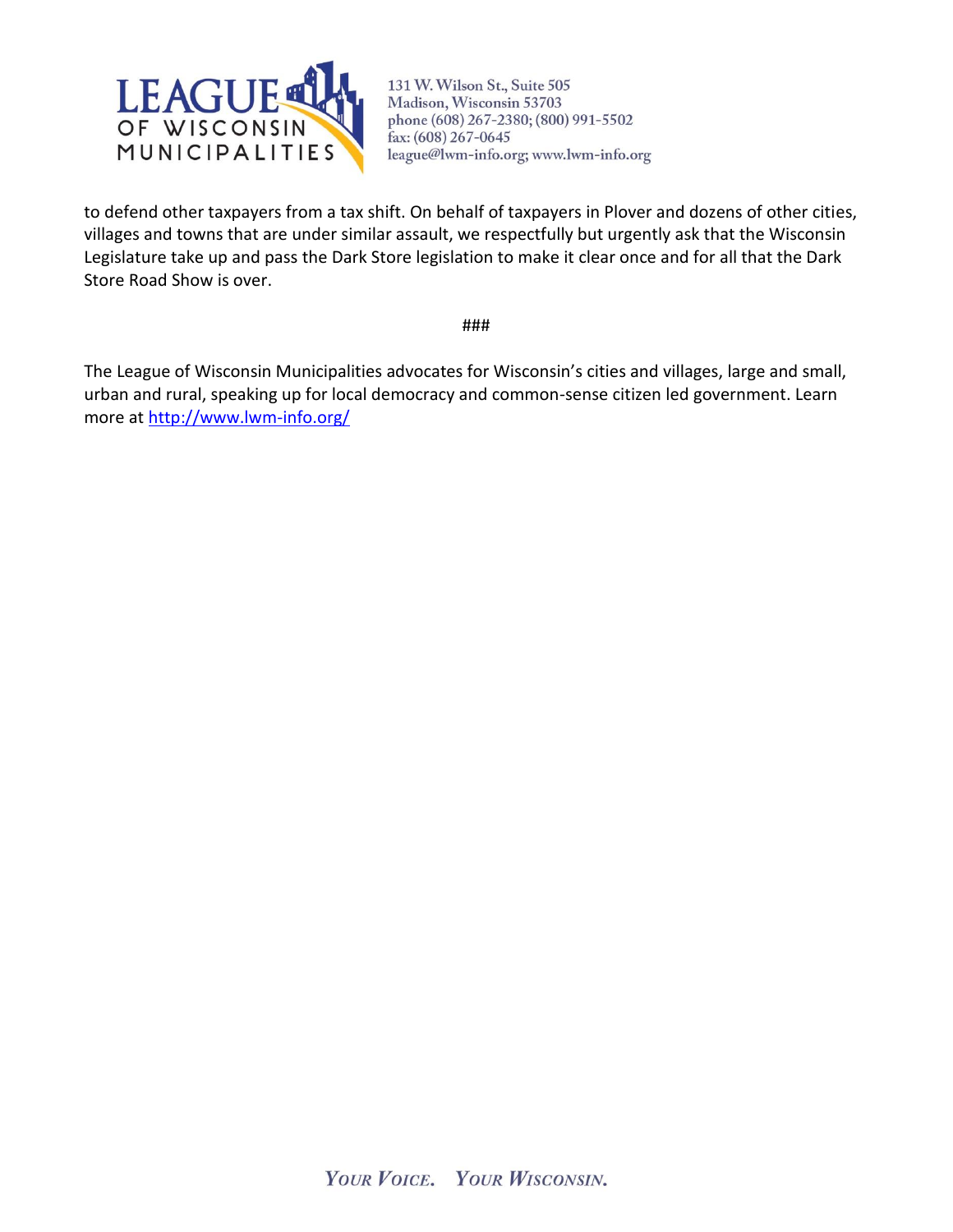to defend other taxpayers from a tax shift. On behalf of taxpayers in Plover and dozens of other cities, villages and towns that are under similar assault, we respectfully but urgently ask that the Wisconsin Legislature take up and pass the Dark Store legislation to make it clear once and for all that the Dark Store Road Show is over.

###

The League of Wisconsin Municipalities advocates for Wisconsin's cities and villages, large and small, urban and rural, speaking up for local democracy and common-sense citizen led government. Learn more at [http://www.lwm-info.org/](http://www.lwm-info.org/)